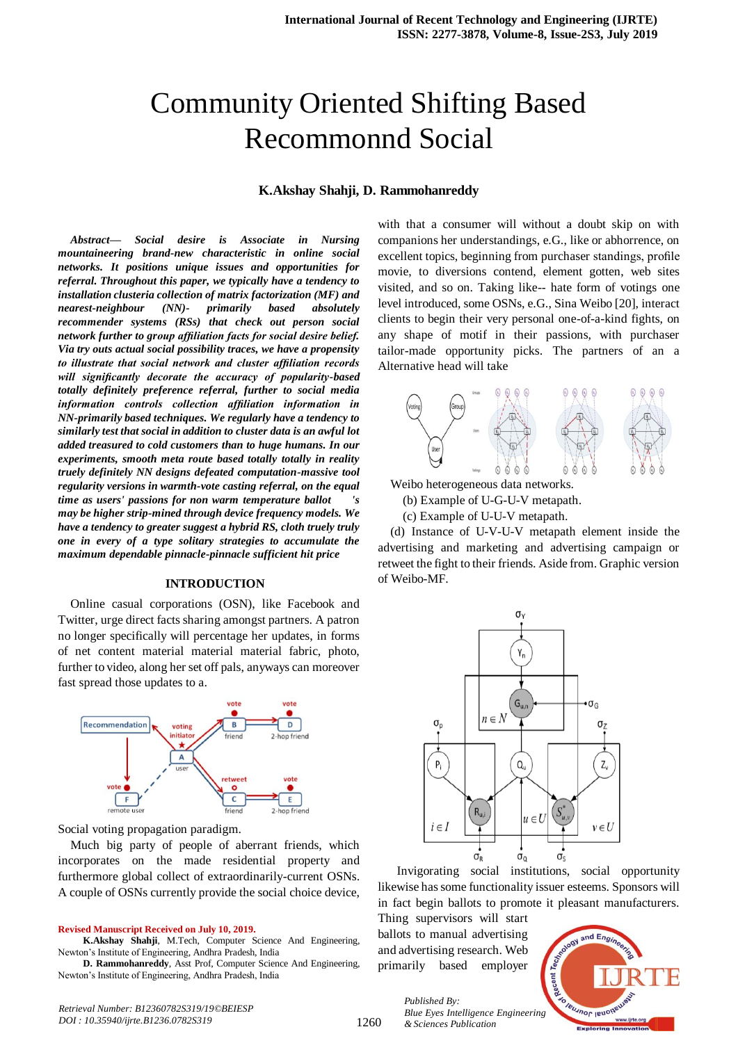# Community Oriented Shifting Based Recommonnd Social

**K.Akshay Shahji, D. Rammohanreddy**

***Abstract— Social desire is Associate in Nursing mountaineering brand-new characteristic in online social networks. It positions unique issues and opportunities for referral. Throughout this paper, we typically have a tendency to installation clusteria collection of matrix factorization (MF) and nearest-neighbour (NN)- primarily based absolutely recommender systems (RSs) that check out person social network further to group affiliation facts for social desire belief. Via try outs actual social possibility traces, we have a propensity to illustrate that social network and cluster affiliation records will significantly decorate the accuracy of popularity-based totally definitely preference referral, further to social media information controls collection affiliation information in NN-primarily based techniques. We regularly have a tendency to similarly test that social in addition to cluster data is an awful lot added treasured to cold customers than to huge humans. In our experiments, smooth meta route based totally totally in reality truely definitely NN designs defeated computation-massive tool regularity versions in warmth-vote casting referral, on the equal time as users' passions for non warm temperature ballot 's may be higher strip-mined through device frequency models. We have a tendency to greater suggest a hybrid RS, cloth truely truly one in every of a type solitary strategies to accumulate the maximum dependable pinnacle-pinnacle sufficient hit price***

## INTRODUCTION

Online casual corporations (OSN), like Facebook and Twitter, urge direct facts sharing amongst partners. A patron no longer specifically will percentage her updates, in forms of net content material material material fabric, photo, further to video, along her set off pals, anyways can moreover fast spread those updates to a.

Social voting propagation paradigm.

Much big party of people of aberrant friends, which incorporates on the made residential property and furthermore global collect of extraordinarily-current OSNs. A couple of OSNs currently provide the social choice device, with that a consumer will without a doubt skip on with companions her understandings, e.G., like or abhorrence, on excellent topics, beginning from purchaser standings, profile movie, to diversions contend, element gotten, web sites visited, and so on. Taking like-- hate form of votings one level introduced, some OSNs, e.G., Sina Weibo [20], interact clients to begin their very personal one-of-a-kind fights, on any shape of motif in their passions, with purchaser tailor-made opportunity picks. The partners of an a Alternative head will take

Weibo heterogeneous data networks.

(b) Example of U-G-U-V metapath.

(c) Example of U-U-V metapath.

(d) Instance of U-V-U-V metapath element inside the advertising and marketing and advertising campaign or retweet the fight to their friends. Aside from. Graphic version of Weibo-MF.

Invigorating social institutions, social opportunity likewise has some functionality issuer esteems. Sponsors will in fact begin ballots to promote it pleasant manufacturers. Thing supervisors will start ballots to manual advertising and advertising research. Web primarily based employer

---

**Revised Manuscript Received on July 10, 2019.**

**K.Akshay Shahji**, M.Tech, Computer Science And Engineering, Newton's Institute of Engineering, Andhra Pradesh, India

**D. Rammohanreddy**, Asst Prof, Computer Science And Engineering, Newton's Institute of Engineering, Andhra Pradesh, India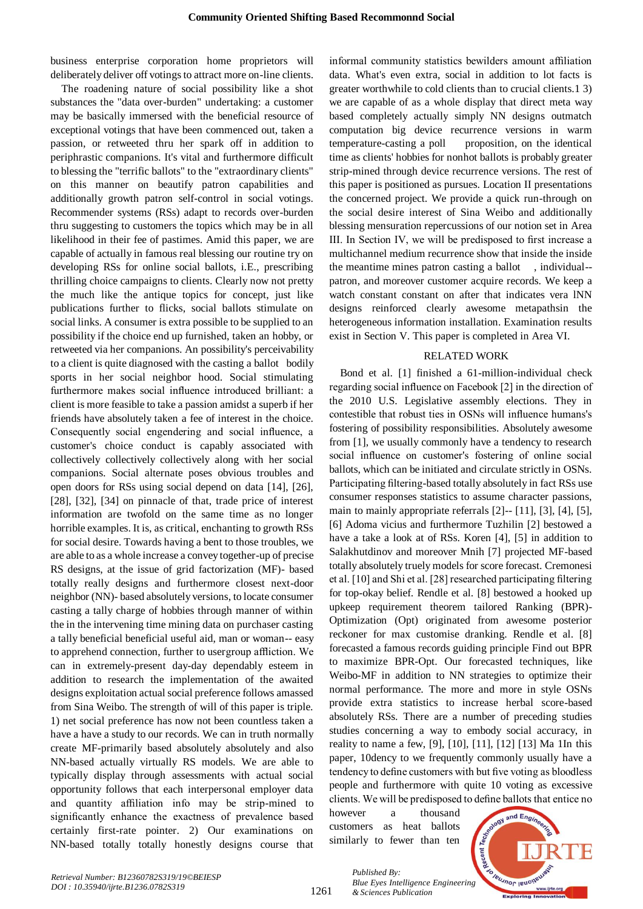business enterprise corporation home proprietors will deliberately deliver off votings to attract more on-line clients.

The roadening nature of social possibility like a shot substances the "data over-burden" undertaking: a customer may be basically immersed with the beneficial resource of exceptional votings that have been commenced out, taken a passion, or retweeted thru her spark off in addition to periphrastic companions. It's vital and furthermore difficult to blessing the "terrific ballots" to the "extraordinary clients" on this manner on beautify patron capabilities and additionally growth patron self-control in social votings. Recommender systems (RSs) adapt to records over-burden thru suggesting to customers the topics which may be in all likelihood in their fee of pastimes. Amid this paper, we are capable of actually in famous real blessing our routine try on developing RSs for online social ballots, i.E., prescribing thrilling choice campaigns to clients. Clearly now not pretty the much like the antique topics for concept, just like publications further to flicks, social ballots stimulate on social links. A consumer is extra possible to be supplied to an possibility if the choice end up furnished, taken an hobby, or retweeted via her companions. An possibility's perceivability to a client is quite diagnosed with the casting a ballot bodily sports in her social neighbor hood. Social stimulating furthermore makes social influence introduced brilliant: a client is more feasible to take a passion amidst a superb if her friends have absolutely taken a fee of interest in the choice. Consequently social engendering and social influence, a customer's choice conduct is capably associated with collectively collectively collectively along with her social companions. Social alternate poses obvious troubles and open doors for RSs using social depend on data [14], [26], [28], [32], [34] on pinnacle of that, trade price of interest information are twofold on the same time as no longer horrible examples. It is, as critical, enchanting to growth RSs for social desire. Towards having a bent to those troubles, we are able to as a whole increase a convey together-up of precise RS designs, at the issue of grid factorization (MF)- based totally really designs and furthermore closest next-door neighbor (NN)- based absolutely versions, to locate consumer casting a tally charge of hobbies through manner of within the in the intervening time mining data on purchaser casting a tally beneficial beneficial useful aid, man or woman-- easy to apprehend connection, further to usergroup affliction. We can in extremely-present day-day dependably esteem in addition to research the implementation of the awaited designs exploitation actual social preference follows amassed from Sina Weibo. The strength of will of this paper is triple. 1) net social preference has now not been countless taken a have a have a study to our records. We can in truth normally create MF-primarily based absolutely absolutely and also NN-based actually virtually RS models. We are able to typically display through assessments with actual social opportunity follows that each interpersonal employer data and quantity affiliation info may be strip-mined to significantly enhance the exactness of prevalence based certainly first-rate pointer. 2) Our examinations on NN-based totally totally honestly designs course that informal community statistics bewilders amount affiliation data. What's even extra, social in addition to lot facts is greater worthwhile to cold clients than to crucial clients.1 3) we are capable of as a whole display that direct meta way based completely actually simply NN designs outmatch computation big device recurrence versions in warm temperature-casting a poll proposition, on the identical time as clients' hobbies for nonhot ballots is probably greater strip-mined through device recurrence versions. The rest of this paper is positioned as pursues. Location II presentations the concerned project. We provide a quick run-through on the social desire interest of Sina Weibo and additionally blessing mensuration repercussions of our notion set in Area III. In Section IV, we will be predisposed to first increase a multichannel medium recurrence show that inside the inside the meantime mines patron casting a ballot , individual--patron, and moreover customer acquire records. We keep a watch constant constant on after that indicates vera lNN designs reinforced clearly awesome metapathsin the heterogeneous information installation. Examination results exist in Section V. This paper is completed in Area VI.

## RELATED WORK

Bond et al. [1] finished a 61-million-individual check regarding social influence on Facebook [2] in the direction of the 2010 U.S. Legislative assembly elections. They in contestible that robust ties in OSNs will influence humans's fostering of possibility responsibilities. Absolutely awesome from [1], we usually commonly have a tendency to research social influence on customer's fostering of online social ballots, which can be initiated and circulate strictly in OSNs. Participating filtering-based totally absolutely in fact RSs use consumer responses statistics to assume character passions, main to mainly appropriate referrals [2]-- [11], [3], [4], [5], [6] Adoma vicius and furthermore Tuzhilin [2] bestowed a have a take a look at of RSs. Koren [4], [5] in addition to Salakhutdinov and moreover Mnih [7] projected MF-based totally absolutely truely models for score forecast. Cremonesi et al. [10] and Shi et al. [28] researched participating filtering for top-okay belief. Rendle et al. [8] bestowed a hooked up upkeep requirement theorem tailored Ranking (BPR)-Optimization (Opt) originated from awesome posterior reckoner for max customise dranking. Rendle et al. [8] forecasted a famous records guiding principle Find out BPR to maximize BPR-Opt. Our forecasted techniques, like Weibo-MF in addition to NN strategies to optimize their normal performance. The more and more in style OSNs provide extra statistics to increase herbal score-based absolutely RSs. There are a number of preceding studies studies concerning a way to embody social accuracy, in reality to name a few, [9], [10], [11], [12] [13] Ma 1In this paper, 10dency to we frequently commonly usually have a tendency to define customers with but five voting as bloodless people and furthermore with quite 10 voting as excessive clients. We will be predisposed to define ballots that entice no however a thousand customers as heat ballots similarly to fewer than ten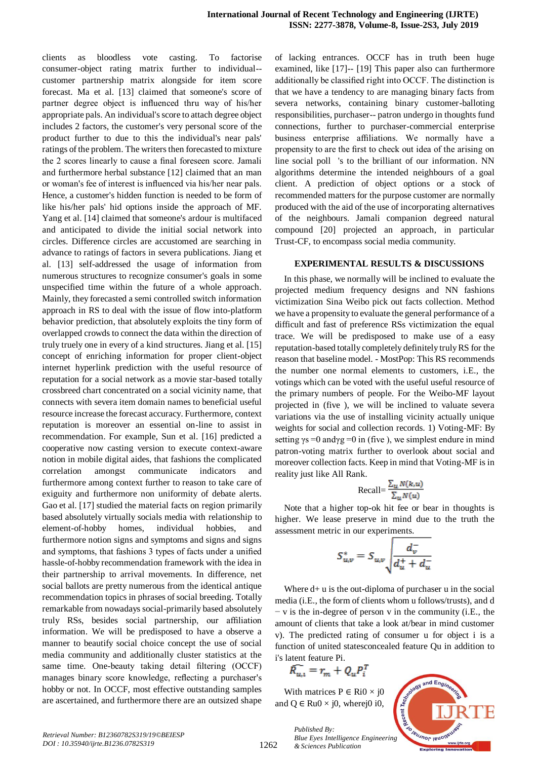clients as bloodless vote casting. To factorise consumer-object rating matrix further to individual--customer partnership matrix alongside for item score forecast. Ma et al. [13] claimed that someone's score of partner degree object is influenced thru way of his/her appropriate pals. An individual's score to attach degree object includes 2 factors, the customer's very personal score of the product further to due to this the individual's near pals' ratings of the problem. The writers then forecasted to mixture the 2 scores linearly to cause a final foreseen score. Jamali and furthermore herbal substance [12] claimed that man or woman's fee of interest is influenced via his/her near pals. Hence, a customer's hidden function is needed to be form of like his/her pals' hid options inside the approach of MF. Yang et al. [14] claimed that someone's ardour is multifaced and anticipated to divide the initial social network into circles. Difference circles are accustomed are searching in advance to ratings of factors in severa publications. Jiang et al. [13] self-addressed the usage of information from numerous structures to recognize consumer's goals in some unspecified time within the future of a whole approach. Mainly, they forecasted a semi controlled switch information approach in RS to deal with the issue of flow into-platform behavior prediction, that absolutely exploits the tiny form of overlapped crowds to connect the data within the direction of truly truely one in every of a kind structures. Jiang et al. [15] concept of enriching information for proper client-object internet hyperlink prediction with the useful resource of reputation for a social network as a movie star-based totally crossbreed chart concentrated on a social vicinity name, that connects with severa item domain names to beneficial useful resource increase the forecast accuracy. Furthermore, context reputation is moreover an essential on-line to assist in recommendation. For example, Sun et al. [16] predicted a cooperative now casting version to execute context-aware notion in mobile digital aides, that fashions the complicated correlation amongst communicate indicators and furthermore among context further to reason to take care of exiguity and furthermore non uniformity of debate alerts. Gao et al. [17] studied the material facts on region primarily based absolutely virtually socials media with relationship to element-of-hobby homes, individual hobbies, and furthermore notion signs and symptoms and signs and signs and symptoms, that fashions 3 types of facts under a unified hassle-of-hobby recommendation framework with the idea in their partnership to arrival movements. In difference, net social ballots are pretty numerous from the identical antique recommendation topics in phrases of social breeding. Totally remarkable from nowadays social-primarily based absolutely truly RSs, besides social partnership, our affiliation information. We will be predisposed to have a observe a manner to beautify social choice concept the use of social media community and additionally cluster statistics at the same time. One-beauty taking detail filtering (OCCF) manages binary score knowledge, reflecting a purchaser's hobby or not. In OCCF, most effective outstanding samples are ascertained, and furthermore there are an outsized shape of lacking entrances. OCCF has in truth been huge examined, like [17]-- [19] This paper also can furthermore additionally be classified right into OCCF. The distinction is that we have a tendency to are managing binary facts from severa networks, containing binary customer-balloting responsibilities, purchaser-- patron undergo in thoughts fund connections, further to purchaser-commercial enterprise business enterprise affiliations. We normally have a propensity to are the first to check out idea of the arising on line social poll 's to the brilliant of our information. NN algorithms determine the intended neighbours of a goal client. A prediction of object options or a stock of recommended matters for the purpose customer are normally produced with the aid of the use of incorporating alternatives of the neighbours. Jamali companion degreed natural compound [20] projected an approach, in particular Trust-CF, to encompass social media community.

## EXPERIMENTAL RESULTS & DISCUSSIONS

In this phase, we normally will be inclined to evaluate the projected medium frequency designs and NN fashions victimization Sina Weibo pick out facts collection. Method we have a propensity to evaluate the general performance of a difficult and fast of preference RSs victimization the equal trace. We will be predisposed to make use of a easy reputation-based totally completely definitely truly RS for the reason that baseline model. - MostPop: This RS recommends the number one normal elements to customers, i.E., the votings which can be voted with the useful useful resource of the primary numbers of people. For the Weibo-MF layout projected in (five ), we will be inclined to valuate severa variations via the use of installing vicinity actually unique weights for social and collection records. 1) Voting-MF: By setting $\gamma s = 0$ and$\gamma g = 0$ in (five ), we simplest endure in mind patron-voting matrix further to overlook about social and moreover collection facts. Keep in mind that Voting-MF is in reality just like All Rank.

$$\text{Recall}=\frac{\sum_u N(k,u)}{\sum_u N(u)}$$

Note that a higher top-ok hit fee or bear in thoughts is higher. We lease preserve in mind due to the truth the assessment metric in our experiments.

$$S^*_{u,v} = S_{u,v}\sqrt{\frac{d_v^-}{d_u^+ + d_u^-}}$$

Where d+ u is the out-diploma of purchaser u in the social media (i.E., the form of clients whom u follows/trusts), and d − v is the in-degree of person v in the community (i.E., the amount of clients that take a look at/bear in mind customer v). The predicted rating of consumer u for object i is a function of united statesconcealed feature Qu in addition to i's latent feature Pi.

$$\widehat{R_{u,i}} = r_m + Q_u P_i^T$$

With matrices P ∈ Ri0 × j0 and Q ∈ Ru0 × j0, wherej0 i0,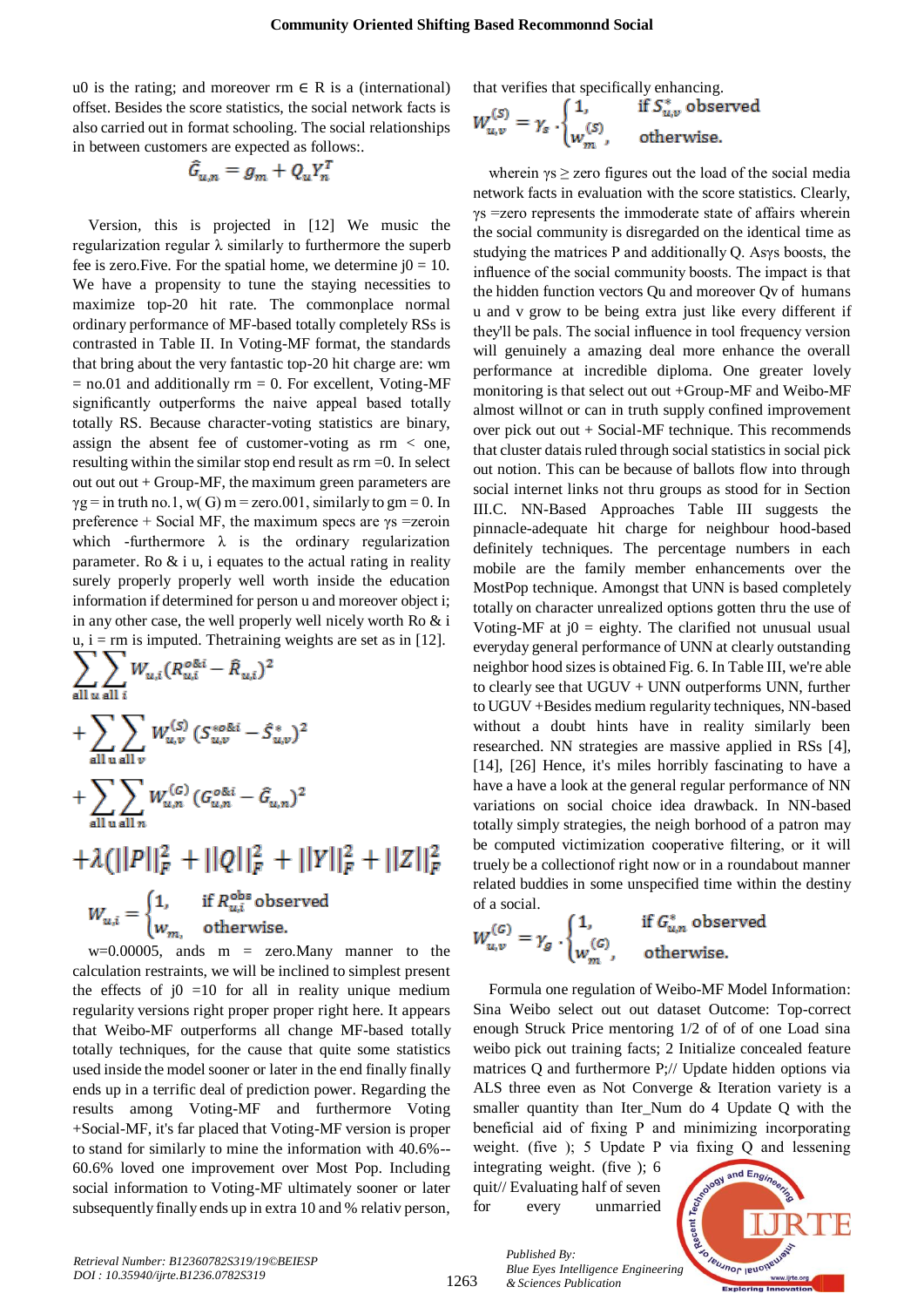u0 is the rating; and moreover rm ∈ R is a (international) offset. Besides the score statistics, the social network facts is also carried out in format schooling. The social relationships in between customers are expected as follows:.

$$\hat{G}_{u,n} = g_m + Q_u Y_n^T$$

Version, this is projected in [12] We music the regularization regular λ similarly to furthermore the superb fee is zero.Five. For the spatial home, we determine j0 = 10. We have a propensity to tune the staying necessities to maximize top-20 hit rate. The commonplace normal ordinary performance of MF-based totally completely RSs is contrasted in Table II. In Voting-MF format, the standards that bring about the very fantastic top-20 hit charge are: wm = no.01 and additionally rm = 0. For excellent, Voting-MF significantly outperforms the naive appeal based totally totally RS. Because character-voting statistics are binary, assign the absent fee of customer-voting as rm < one, resulting within the similar stop end result as rm =0. In select out out out + Group-MF, the maximum green parameters are γg = in truth no.1, w( G) m = zero.001, similarly to gm = 0. In preference + Social MF, the maximum specs are γs =zeroin which -furthermore λ is the ordinary regularization parameter. Ro & i u, i equates to the actual rating in reality surely properly properly well worth inside the education information if determined for person u and moreover object i; in any other case, the well properly well nicely worth Ro & i u, i = rm is imputed. Thetraining weights are set as in [12].

$$\sum_{\text{all } u}\sum_{\text{all } i} W_{u,i}(R_{u,i}^{o\&i} - \hat{R}_{u,i})^2$$

$$+\sum_{\text{all } u}\sum_{\text{all } v} W_{u,v}^{(S)}(S_{u,v}^{*o\&i} - \hat{S}_{u,v})^2$$

$$+\sum_{\text{all } u}\sum_{\text{all } n} W_{u,n}^{(G)}(G_{u,n}^{o\&i} - \hat{G}_{u,n})^2$$

$$+\lambda(\|P\|_F^2 + \|Q\|_F^2 + \|Y\|_F^2 + \|Z\|_F^2$$

$$W_{u,i} = \begin{cases} 1, & \text{if } R_{u,i}^{obs} \text{ observed} \\ w_m, & \text{otherwise.} \end{cases}$$

w=0.00005, ands m = zero.Many manner to the calculation restraints, we will be inclined to simplest present the effects of j0 =10 for all in reality unique medium regularity versions right proper proper right here. It appears that Weibo-MF outperforms all change MF-based totally totally techniques, for the cause that quite some statistics used inside the model sooner or later in the end finally finally ends up in a terrific deal of prediction power. Regarding the results among Voting-MF and furthermore Voting +Social-MF, it's far placed that Voting-MF version is proper to stand for similarly to mine the information with 40.6%--60.6% loved one improvement over Most Pop. Including social information to Voting-MF ultimately sooner or later subsequently finally ends up in extra 10 and % relativ person, that verifies that specifically enhancing.

$$W_{u,v}^{(S)} = \gamma_s \cdot \begin{cases} 1, & \text{if } S_{u,v}^{*} \text{ observed} \\ w_m^{(S)}, & \text{otherwise.} \end{cases}$$

wherein γs ≥ zero figures out the load of the social media network facts in evaluation with the score statistics. Clearly, γs =zero represents the immoderate state of affairs wherein the social community is disregarded on the identical time as studying the matrices P and additionally Q. Asγs boosts, the influence of the social community boosts. The impact is that the hidden function vectors Qu and moreover Qv of humans u and v grow to be being extra just like every different if they'll be pals. The social influence in tool frequency version will genuinely a amazing deal more enhance the overall performance at incredible diploma. One greater lovely monitoring is that select out out +Group-MF and Weibo-MF almost willnot or can in truth supply confined improvement over pick out out + Social-MF technique. This recommends that cluster datais ruled through social statistics in social pick out notion. This can be because of ballots flow into through social internet links not thru groups as stood for in Section III.C. NN-Based Approaches Table III suggests the pinnacle-adequate hit charge for neighbour hood-based definitely techniques. The percentage numbers in each mobile are the family member enhancements over the MostPop technique. Amongst that UNN is based completely totally on character unrealized options gotten thru the use of Voting-MF at j0 = eighty. The clarified not unusual usual everyday general performance of UNN at clearly outstanding neighbor hood sizes is obtained Fig. 6. In Table III, we're able to clearly see that UGUV + UNN outperforms UNN, further to UGUV +Besides medium regularity techniques, NN-based without a doubt hints have in reality similarly been researched. NN strategies are massive applied in RSs [4], [14], [26] Hence, it's miles horribly fascinating to have a have a look at the general regular performance of NN variations on social choice idea drawback. In NN-based totally simply strategies, the neigh borhood of a patron may be computed victimization cooperative filtering, or it will truely be a collectionof right now or in a roundabout manner related buddies in some unspecified time within the destiny of a social.

$$W_{u,v}^{(G)} = \gamma_g \cdot \begin{cases} 1, & \text{if } G_{u,n}^{*} \text{ observed} \\ w_m^{(G)}, & \text{otherwise.} \end{cases}$$

Formula one regulation of Weibo-MF Model Information: Sina Weibo select out out dataset Outcome: Top-correct enough Struck Price mentoring 1/2 of of of one Load sina weibo pick out training facts; 2 Initialize concealed feature matrices Q and furthermore P;// Update hidden options via ALS three even as Not Converge & Iteration variety is a smaller quantity than Iter_Num do 4 Update Q with the beneficial aid of fixing P and minimizing incorporating weight. (five ); 5 Update P via fixing Q and lessening integrating weight. (five ); 6 quit// Evaluating half of seven for every unmarried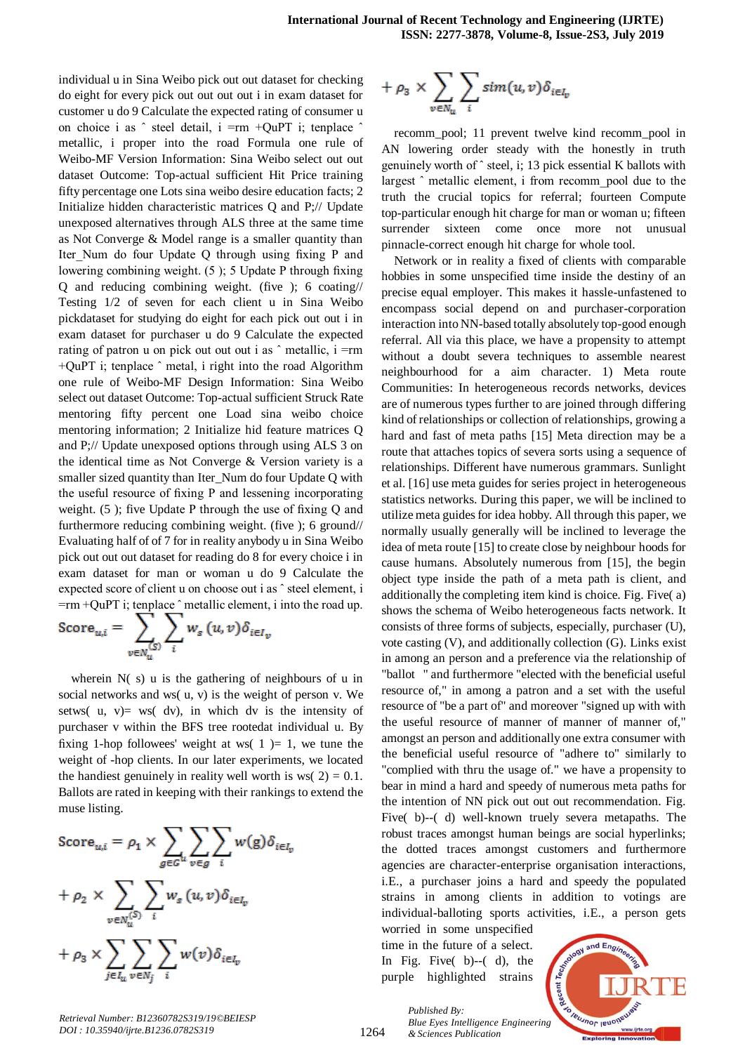individual u in Sina Weibo pick out out dataset for checking do eight for every pick out out out out i in exam dataset for customer u do 9 Calculate the expected rating of consumer u on choice i as ˆ steel detail, i =rm +QuPT i; tenplace ˆ metallic, i proper into the road Formula one rule of Weibo-MF Version Information: Sina Weibo select out out dataset Outcome: Top-actual sufficient Hit Price training fifty percentage one Lots sina weibo desire education facts; 2 Initialize hidden characteristic matrices Q and P;// Update unexposed alternatives through ALS three at the same time as Not Converge & Model range is a smaller quantity than Iter_Num do four Update Q through using fixing P and lowering combining weight. (5 ); 5 Update P through fixing Q and reducing combining weight. (five ); 6 coating// Testing 1/2 of seven for each client u in Sina Weibo pickdataset for studying do eight for every pick out out i in exam dataset for purchaser u do 9 Calculate the expected rating of patron u on pick out out out i as ˆ metallic, i =rm +QuPT i; tenplace ˆ metal, i right into the road Algorithm one rule of Weibo-MF Design Information: Sina Weibo select out dataset Outcome: Top-actual sufficient Struck Rate mentoring fifty percent one Load sina weibo choice mentoring information; 2 Initialize hid feature matrices Q and P;// Update unexposed options through using ALS 3 on the identical time as Not Converge & Version variety is a smaller sized quantity than Iter_Num do four Update Q with the useful resource of fixing P and lessening incorporating weight. (5 ); five Update P through the use of fixing Q and furthermore reducing combining weight. (five ); 6 ground// Evaluating half of of 7 for in reality anybody u in Sina Weibo pick out out out dataset for reading do 8 for every choice i in exam dataset for man or woman u do 9 Calculate the expected score of client u on choose out i as ˆ steel element, i =rm +QuPT i; tenplace ˆ metallic element, i into the road up.

$$\text{Score}_{u,i} = \sum_{v \in N_u^{(S)}} \sum_i w_s(u,v)\delta_{i \in I_v}$$

wherein N( s) u is the gathering of neighbours of u in social networks and ws( u, v) is the weight of person v. We setws( u, v)= ws( dv), in which dv is the intensity of purchaser v within the BFS tree rootedat individual u. By fixing 1-hop followees' weight at ws( 1 )= 1, we tune the weight of -hop clients. In our later experiments, we located the handiest genuinely in reality well worth is ws( 2) = 0.1. Ballots are rated in keeping with their rankings to extend the muse listing.

$$\text{Score}_{u,i} = \rho_1 \times \sum_{g \in G^u} \sum_{v \in g} \sum_i w(g)\delta_{i \in I_v}$$

$$+ \rho_2 \times \sum_{v \in N_u^{(S)}} \sum_i w_s(u,v)\delta_{i \in I_v}$$

$$+ \rho_3 \times \sum_{j \in I_u} \sum_{v \in N_j} \sum_i w(v)\delta_{i \in I_v}$$

$$+ \rho_3 \times \sum_{v \in N_u} \sum_i sim(u,v)\delta_{i \in I_v}$$

recomm_pool; 11 prevent twelve kind recomm_pool in AN lowering order steady with the honestly in truth genuinely worth of ˆ steel, i; 13 pick essential K ballots with largest ˆ metallic element, i from recomm_pool due to the truth the crucial topics for referral; fourteen Compute top-particular enough hit charge for man or woman u; fifteen surrender sixteen come once more not unusual pinnacle-correct enough hit charge for whole tool.

Network or in reality a fixed of clients with comparable hobbies in some unspecified time inside the destiny of an precise equal employer. This makes it hassle-unfastened to encompass social depend on and purchaser-corporation interaction into NN-based totally absolutely top-good enough referral. All via this place, we have a propensity to attempt without a doubt severa techniques to assemble nearest neighbourhood for a aim character. 1) Meta route Communities: In heterogeneous records networks, devices are of numerous types further to are joined through differing kind of relationships or collection of relationships, growing a hard and fast of meta paths [15] Meta direction may be a route that attaches topics of severa sorts using a sequence of relationships. Different have numerous grammars. Sunlight et al. [16] use meta guides for series project in heterogeneous statistics networks. During this paper, we will be inclined to utilize meta guides for idea hobby. All through this paper, we normally usually generally will be inclined to leverage the idea of meta route [15] to create close by neighbour hoods for cause humans. Absolutely numerous from [15], the begin object type inside the path of a meta path is client, and additionally the completing item kind is choice. Fig. Five( a) shows the schema of Weibo heterogeneous facts network. It consists of three forms of subjects, especially, purchaser (U), vote casting (V), and additionally collection (G). Links exist in among an person and a preference via the relationship of "ballot " and furthermore "elected with the beneficial useful resource of," in among a patron and a set with the useful resource of "be a part of" and moreover "signed up with with the useful resource of manner of manner of manner of," amongst an person and additionally one extra consumer with the beneficial useful resource of "adhere to" similarly to "complied with thru the usage of." we have a propensity to bear in mind a hard and speedy of numerous meta paths for the intention of NN pick out out out recommendation. Fig. Five( b)--( d) well-known truely severa metapaths. The robust traces amongst human beings are social hyperlinks; the dotted traces amongst customers and furthermore agencies are character-enterprise organisation interactions, i.E., a purchaser joins a hard and speedy the populated strains in among clients in addition to votings are individual-balloting sports activities, i.E., a person gets worried in some unspecified time in the future of a select. In Fig. Five( b)--( d), the purple highlighted strains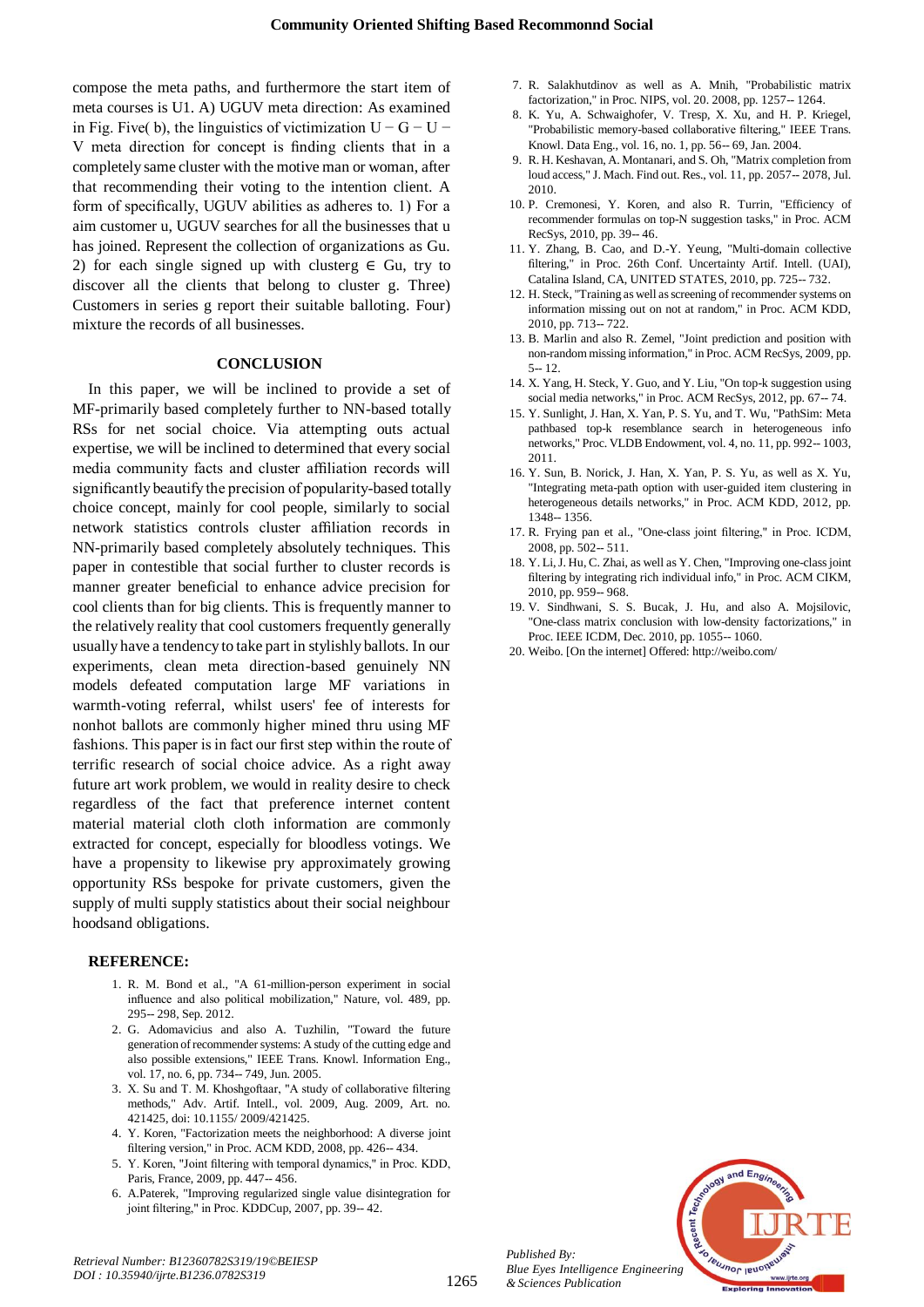compose the meta paths, and furthermore the start item of meta courses is U1. A) UGUV meta direction: As examined in Fig. Five( b), the linguistics of victimization U − G − U − V meta direction for concept is finding clients that in a completely same cluster with the motive man or woman, after that recommending their voting to the intention client. A form of specifically, UGUV abilities as adheres to. 1) For a aim customer u, UGUV searches for all the businesses that u has joined. Represent the collection of organizations as Gu. 2) for each single signed up with clusterg ∈ Gu, try to discover all the clients that belong to cluster g. Three) Customers in series g report their suitable balloting. Four) mixture the records of all businesses.

## CONCLUSION

In this paper, we will be inclined to provide a set of MF-primarily based completely further to NN-based totally RSs for net social choice. Via attempting outs actual expertise, we will be inclined to determined that every social media community facts and cluster affiliation records will significantly beautify the precision of popularity-based totally choice concept, mainly for cool people, similarly to social network statistics controls cluster affiliation records in NN-primarily based completely absolutely techniques. This paper in contestible that social further to cluster records is manner greater beneficial to enhance advice precision for cool clients than for big clients. This is frequently manner to the relatively reality that cool customers frequently generally usually have a tendency to take part in stylishly ballots. In our experiments, clean meta direction-based genuinely NN models defeated computation large MF variations in warmth-voting referral, whilst users' fee of interests for nonhot ballots are commonly higher mined thru using MF fashions. This paper is in fact our first step within the route of terrific research of social choice advice. As a right away future art work problem, we would in reality desire to check regardless of the fact that preference internet content material material cloth cloth information are commonly extracted for concept, especially for bloodless votings. We have a propensity to likewise pry approximately growing opportunity RSs bespoke for private customers, given the supply of multi supply statistics about their social neighbour hoodsand obligations.

## REFERENCE:

1. R. M. Bond et al., "A 61-million-person experiment in social influence and also political mobilization," Nature, vol. 489, pp. 295-- 298, Sep. 2012.
2. G. Adomavicius and also A. Tuzhilin, "Toward the future generation of recommender systems: A study of the cutting edge and also possible extensions," IEEE Trans. Knowl. Information Eng., vol. 17, no. 6, pp. 734-- 749, Jun. 2005.
3. X. Su and T. M. Khoshgoftaar, "A study of collaborative filtering methods," Adv. Artif. Intell., vol. 2009, Aug. 2009, Art. no. 421425, doi: 10.1155/ 2009/421425.
4. Y. Koren, "Factorization meets the neighborhood: A diverse joint filtering version," in Proc. ACM KDD, 2008, pp. 426-- 434.
5. Y. Koren, "Joint filtering with temporal dynamics," in Proc. KDD, Paris, France, 2009, pp. 447-- 456.
6. A.Paterek, "Improving regularized single value disintegration for joint filtering," in Proc. KDDCup, 2007, pp. 39-- 42.
7. R. Salakhutdinov as well as A. Mnih, "Probabilistic matrix factorization," in Proc. NIPS, vol. 20. 2008, pp. 1257-- 1264.
8. K. Yu, A. Schwaighofer, V. Tresp, X. Xu, and H. P. Kriegel, "Probabilistic memory-based collaborative filtering," IEEE Trans. Knowl. Data Eng., vol. 16, no. 1, pp. 56-- 69, Jan. 2004.
9. R. H. Keshavan, A. Montanari, and S. Oh, "Matrix completion from loud access," J. Mach. Find out. Res., vol. 11, pp. 2057-- 2078, Jul. 2010.
10. P. Cremonesi, Y. Koren, and also R. Turrin, "Efficiency of recommender formulas on top-N suggestion tasks," in Proc. ACM RecSys, 2010, pp. 39-- 46.
11. Y. Zhang, B. Cao, and D.-Y. Yeung, "Multi-domain collective filtering," in Proc. 26th Conf. Uncertainty Artif. Intell. (UAI), Catalina Island, CA, UNITED STATES, 2010, pp. 725-- 732.
12. H. Steck, "Training as well as screening of recommender systems on information missing out on not at random," in Proc. ACM KDD, 2010, pp. 713-- 722.
13. B. Marlin and also R. Zemel, "Joint prediction and position with non-random missing information," in Proc. ACM RecSys, 2009, pp. 5-- 12.
14. X. Yang, H. Steck, Y. Guo, and Y. Liu, "On top-k suggestion using social media networks," in Proc. ACM RecSys, 2012, pp. 67-- 74.
15. Y. Sunlight, J. Han, X. Yan, P. S. Yu, and T. Wu, "PathSim: Meta pathbased top-k resemblance search in heterogeneous info networks," Proc. VLDB Endowment, vol. 4, no. 11, pp. 992-- 1003, 2011.
16. Y. Sun, B. Norick, J. Han, X. Yan, P. S. Yu, as well as X. Yu, "Integrating meta-path option with user-guided item clustering in heterogeneous details networks," in Proc. ACM KDD, 2012, pp. 1348-- 1356.
17. R. Frying pan et al., "One-class joint filtering," in Proc. ICDM, 2008, pp. 502-- 511.
18. Y. Li, J. Hu, C. Zhai, as well as Y. Chen, "Improving one-class joint filtering by integrating rich individual info," in Proc. ACM CIKM, 2010, pp. 959-- 968.
19. V. Sindhwani, S. S. Bucak, J. Hu, and also A. Mojsilovic, "One-class matrix conclusion with low-density factorizations," in Proc. IEEE ICDM, Dec. 2010, pp. 1055-- 1060.
20. Weibo. [On the internet] Offered: http://weibo.com/